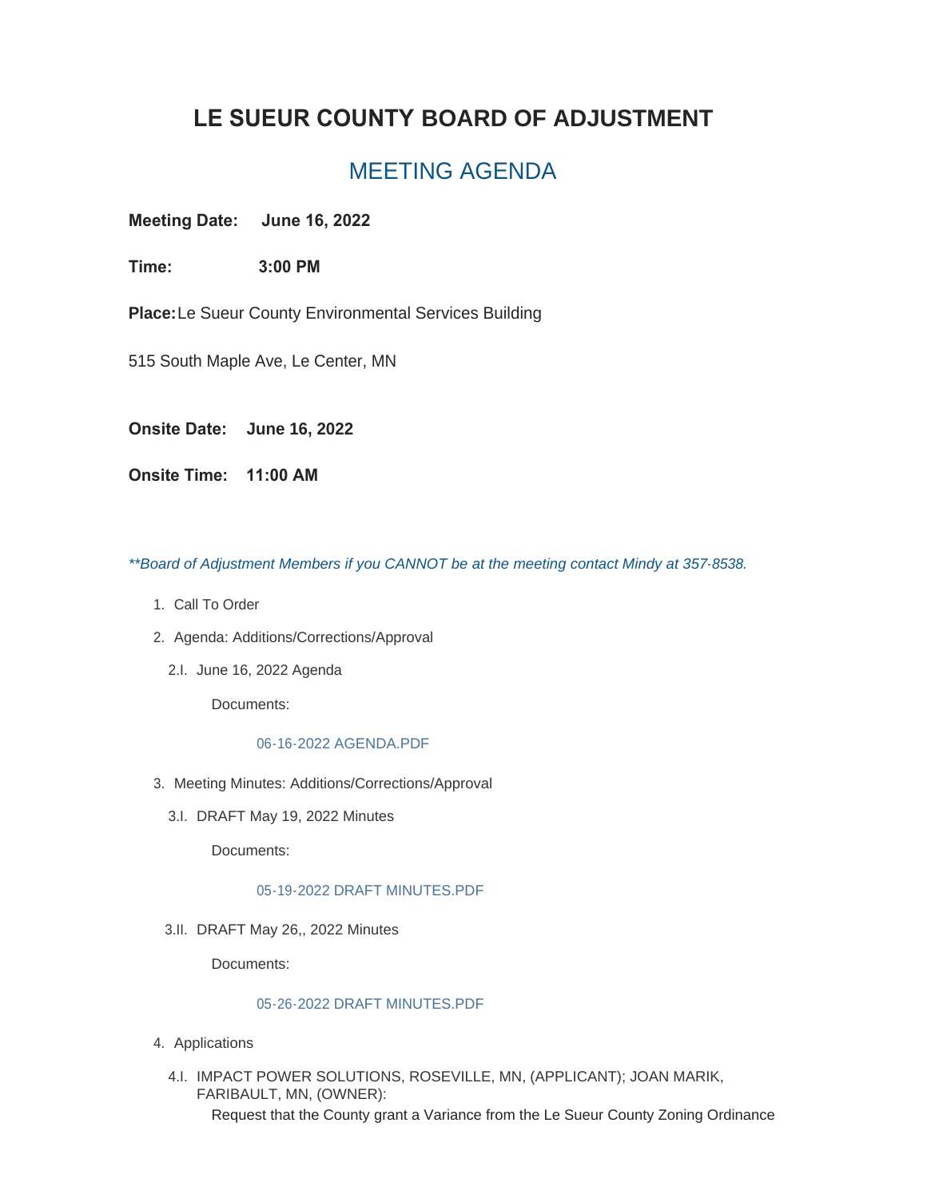# LE SUEUR COUNTY BOARD OF ADJUSTMENT

## MEETING AGENDA

**Meeting Date: June 16, 2022**

**Time: 3:00 PM**

**Place:** Le Sueur County Environmental Services Building

515 South Maple Ave, Le Center, MN

**Onsite Date: June 16, 2022**

**Onsite Time: 11:00 AM**

*\*\*Board of Adjustment Members if you CANNOT be at the meeting contact Mindy at 357-8538.*

1. Call To Order
2. Agenda: Additions/Corrections/Approval

   2.I. June 16, 2022 Agenda

   Documents:

   06-16-2022 AGENDA.PDF

3. Meeting Minutes: Additions/Corrections/Approval

   3.I. DRAFT May 19, 2022 Minutes

   Documents:

   05-19-2022 DRAFT MINUTES.PDF

   3.II. DRAFT May 26,, 2022 Minutes

   Documents:

   05-26-2022 DRAFT MINUTES.PDF

4. Applications

   4.I. IMPACT POWER SOLUTIONS, ROSEVILLE, MN, (APPLICANT); JOAN MARIK, FARIBAULT, MN, (OWNER):

   Request that the County grant a Variance from the Le Sueur County Zoning Ordinance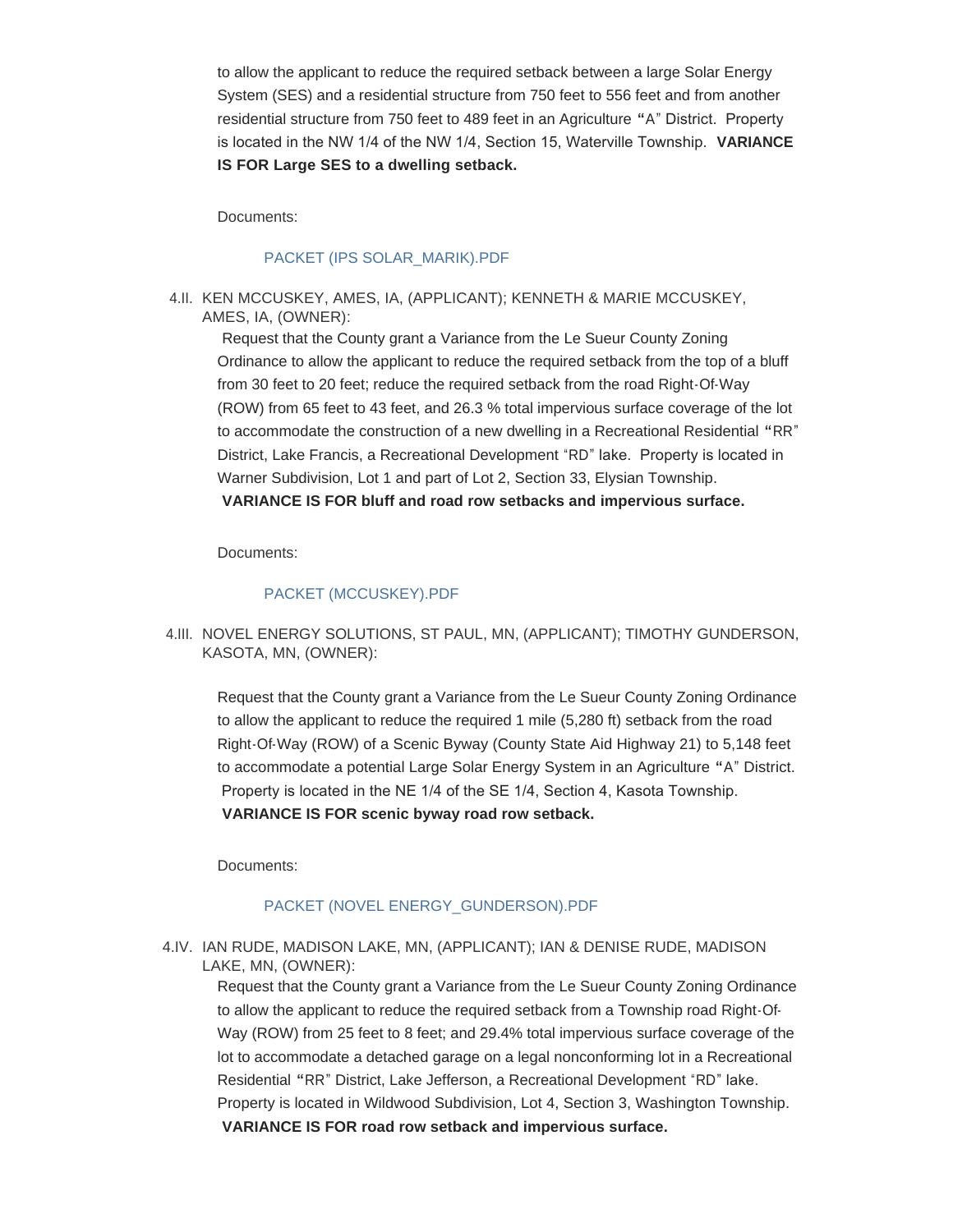to allow the applicant to reduce the required setback between a large Solar Energy System (SES) and a residential structure from 750 feet to 556 feet and from another residential structure from 750 feet to 489 feet in an Agriculture "A" District. Property is located in the NW 1/4 of the NW 1/4, Section 15, Waterville Township. **VARIANCE IS FOR Large SES to a dwelling setback.**

Documents:

PACKET (IPS SOLAR_MARIK).PDF

4.II. KEN MCCUSKEY, AMES, IA, (APPLICANT); KENNETH & MARIE MCCUSKEY, AMES, IA, (OWNER):

Request that the County grant a Variance from the Le Sueur County Zoning Ordinance to allow the applicant to reduce the required setback from the top of a bluff from 30 feet to 20 feet; reduce the required setback from the road Right-Of-Way (ROW) from 65 feet to 43 feet, and 26.3 % total impervious surface coverage of the lot to accommodate the construction of a new dwelling in a Recreational Residential "RR" District, Lake Francis, a Recreational Development "RD" lake. Property is located in Warner Subdivision, Lot 1 and part of Lot 2, Section 33, Elysian Township. **VARIANCE IS FOR bluff and road row setbacks and impervious surface.**

Documents:

PACKET (MCCUSKEY).PDF

4.III. NOVEL ENERGY SOLUTIONS, ST PAUL, MN, (APPLICANT); TIMOTHY GUNDERSON, KASOTA, MN, (OWNER):

Request that the County grant a Variance from the Le Sueur County Zoning Ordinance to allow the applicant to reduce the required 1 mile (5,280 ft) setback from the road Right-Of-Way (ROW) of a Scenic Byway (County State Aid Highway 21) to 5,148 feet to accommodate a potential Large Solar Energy System in an Agriculture "A" District. Property is located in the NE 1/4 of the SE 1/4, Section 4, Kasota Township. **VARIANCE IS FOR scenic byway road row setback.**

Documents:

PACKET (NOVEL ENERGY_GUNDERSON).PDF

4.IV. IAN RUDE, MADISON LAKE, MN, (APPLICANT); IAN & DENISE RUDE, MADISON LAKE, MN, (OWNER):

Request that the County grant a Variance from the Le Sueur County Zoning Ordinance to allow the applicant to reduce the required setback from a Township road Right-Of-Way (ROW) from 25 feet to 8 feet; and 29.4% total impervious surface coverage of the lot to accommodate a detached garage on a legal nonconforming lot in a Recreational Residential "RR" District, Lake Jefferson, a Recreational Development "RD" lake. Property is located in Wildwood Subdivision, Lot 4, Section 3, Washington Township. **VARIANCE IS FOR road row setback and impervious surface.**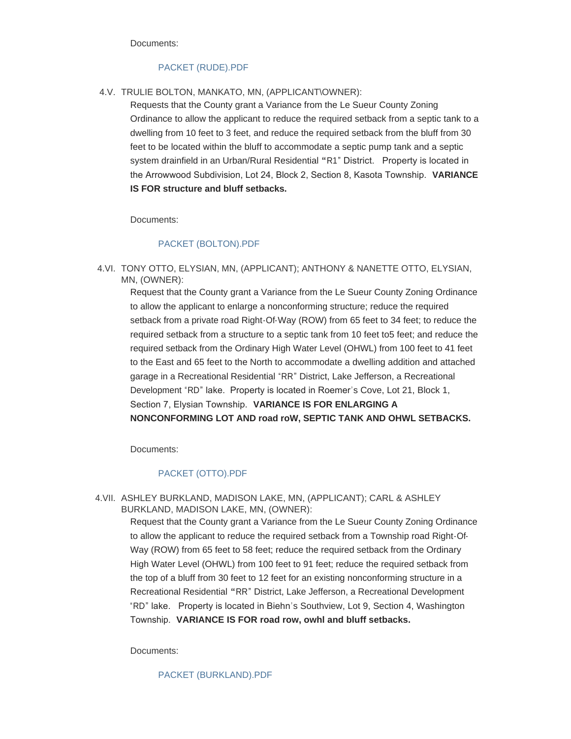Documents:

PACKET (RUDE).PDF

4.V. TRULIE BOLTON, MANKATO, MN, (APPLICANT\OWNER):

Requests that the County grant a Variance from the Le Sueur County Zoning Ordinance to allow the applicant to reduce the required setback from a septic tank to a dwelling from 10 feet to 3 feet, and reduce the required setback from the bluff from 30 feet to be located within the bluff to accommodate a septic pump tank and a septic system drainfield in an Urban/Rural Residential "R1" District. Property is located in the Arrowwood Subdivision, Lot 24, Block 2, Section 8, Kasota Township. **VARIANCE IS FOR structure and bluff setbacks.**

Documents:

PACKET (BOLTON).PDF

4.VI. TONY OTTO, ELYSIAN, MN, (APPLICANT); ANTHONY & NANETTE OTTO, ELYSIAN, MN, (OWNER):

Request that the County grant a Variance from the Le Sueur County Zoning Ordinance to allow the applicant to enlarge a nonconforming structure; reduce the required setback from a private road Right-Of-Way (ROW) from 65 feet to 34 feet; to reduce the required setback from a structure to a septic tank from 10 feet to5 feet; and reduce the required setback from the Ordinary High Water Level (OHWL) from 100 feet to 41 feet to the East and 65 feet to the North to accommodate a dwelling addition and attached garage in a Recreational Residential "RR" District, Lake Jefferson, a Recreational Development "RD" lake. Property is located in Roemer's Cove, Lot 21, Block 1, Section 7, Elysian Township. **VARIANCE IS FOR ENLARGING A NONCONFORMING LOT AND road roW, SEPTIC TANK AND OHWL SETBACKS.**

Documents:

PACKET (OTTO).PDF

4.VII. ASHLEY BURKLAND, MADISON LAKE, MN, (APPLICANT); CARL & ASHLEY BURKLAND, MADISON LAKE, MN, (OWNER):

Request that the County grant a Variance from the Le Sueur County Zoning Ordinance to allow the applicant to reduce the required setback from a Township road Right-Of-Way (ROW) from 65 feet to 58 feet; reduce the required setback from the Ordinary High Water Level (OHWL) from 100 feet to 91 feet; reduce the required setback from the top of a bluff from 30 feet to 12 feet for an existing nonconforming structure in a Recreational Residential "RR" District, Lake Jefferson, a Recreational Development "RD" lake. Property is located in Biehn's Southview, Lot 9, Section 4, Washington Township. **VARIANCE IS FOR road row, owhl and bluff setbacks.**

Documents:

PACKET (BURKLAND).PDF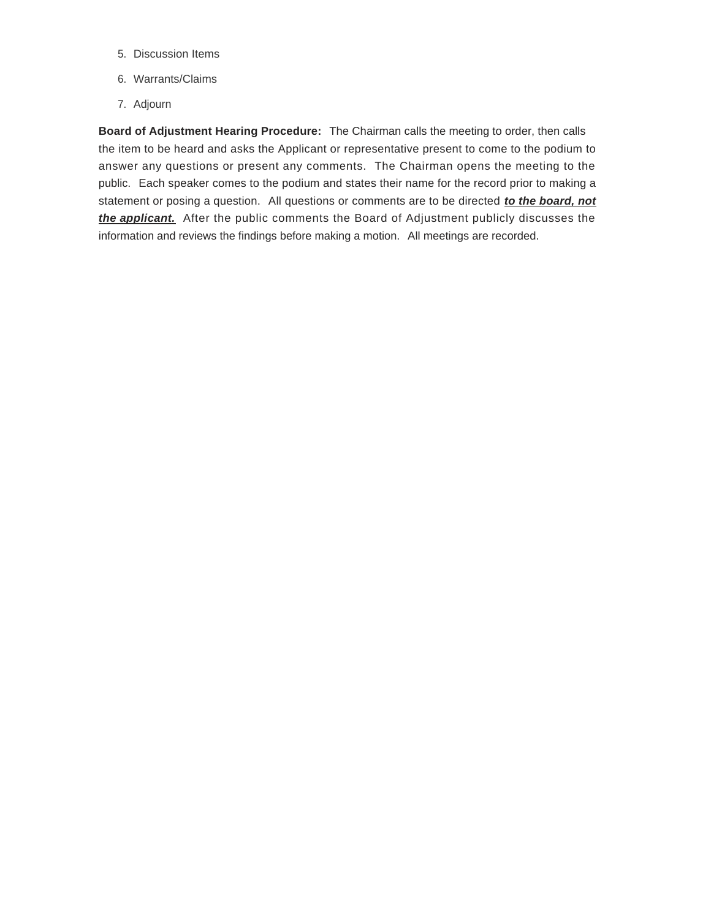5. Discussion Items
6. Warrants/Claims
7. Adjourn

**Board of Adjustment Hearing Procedure:** The Chairman calls the meeting to order, then calls the item to be heard and asks the Applicant or representative present to come to the podium to answer any questions or present any comments. The Chairman opens the meeting to the public. Each speaker comes to the podium and states their name for the record prior to making a statement or posing a question. All questions or comments are to be directed ***to the board, not the applicant.*** After the public comments the Board of Adjustment publicly discusses the information and reviews the findings before making a motion. All meetings are recorded.